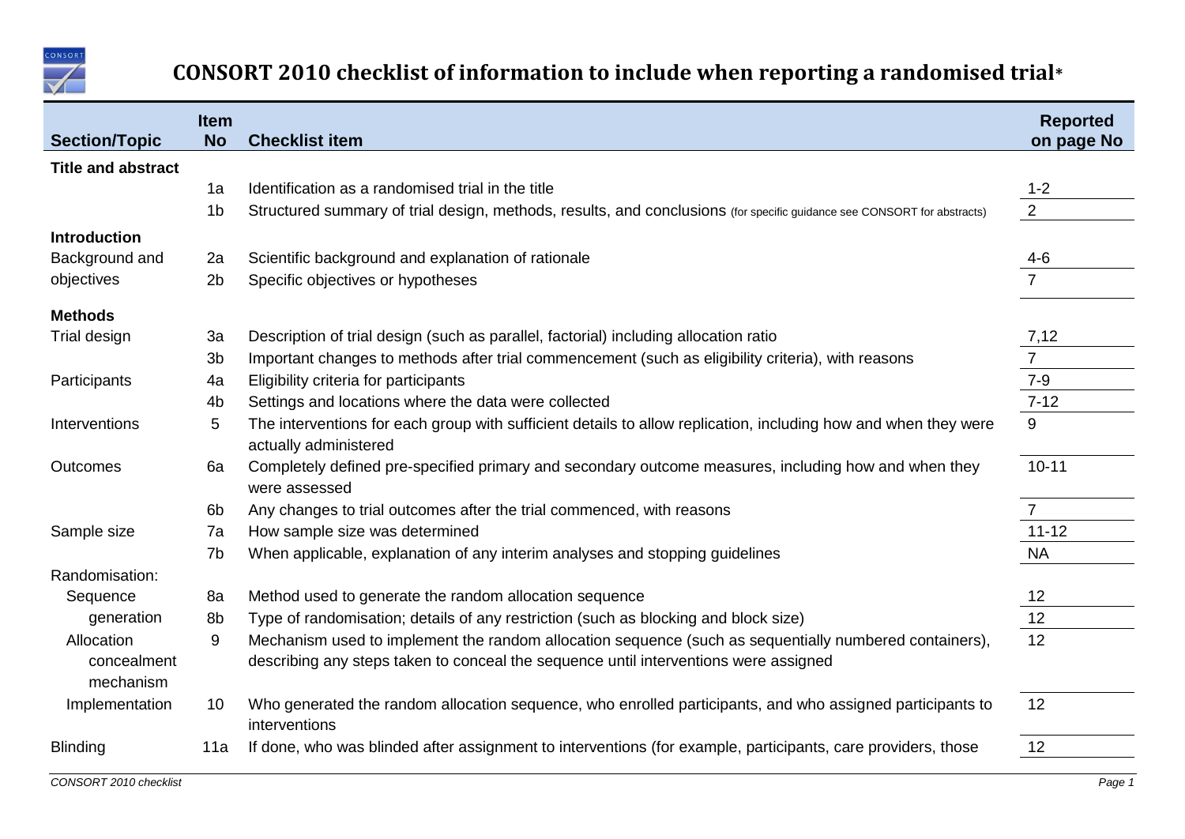# CONSORT 2010 checklist of information to include when reporting a randomised trial*

| Section/Topic | Item No | Checklist item | Reported on page No |
|---|---|---|---|
| **Title and abstract** | | | |
| | 1a | Identification as a randomised trial in the title | 1-2 |
| | 1b | Structured summary of trial design, methods, results, and conclusions (for specific guidance see CONSORT for abstracts) | 2 |
| **Introduction** | | | |
| Background and objectives | 2a | Scientific background and explanation of rationale | 4-6 |
| | 2b | Specific objectives or hypotheses | 7 |
| **Methods** | | | |
| Trial design | 3a | Description of trial design (such as parallel, factorial) including allocation ratio | 7,12 |
| | 3b | Important changes to methods after trial commencement (such as eligibility criteria), with reasons | 7 |
| Participants | 4a | Eligibility criteria for participants | 7-9 |
| | 4b | Settings and locations where the data were collected | 7-12 |
| Interventions | 5 | The interventions for each group with sufficient details to allow replication, including how and when they were actually administered | 9 |
| Outcomes | 6a | Completely defined pre-specified primary and secondary outcome measures, including how and when they were assessed | 10-11 |
| | 6b | Any changes to trial outcomes after the trial commenced, with reasons | 7 |
| Sample size | 7a | How sample size was determined | 11-12 |
| | 7b | When applicable, explanation of any interim analyses and stopping guidelines | NA |
| Randomisation: | | | |
| Sequence generation | 8a | Method used to generate the random allocation sequence | 12 |
| | 8b | Type of randomisation; details of any restriction (such as blocking and block size) | 12 |
| Allocation concealment mechanism | 9 | Mechanism used to implement the random allocation sequence (such as sequentially numbered containers), describing any steps taken to conceal the sequence until interventions were assigned | 12 |
| Implementation | 10 | Who generated the random allocation sequence, who enrolled participants, and who assigned participants to interventions | 12 |
| Blinding | 11a | If done, who was blinded after assignment to interventions (for example, participants, care providers, those | 12 |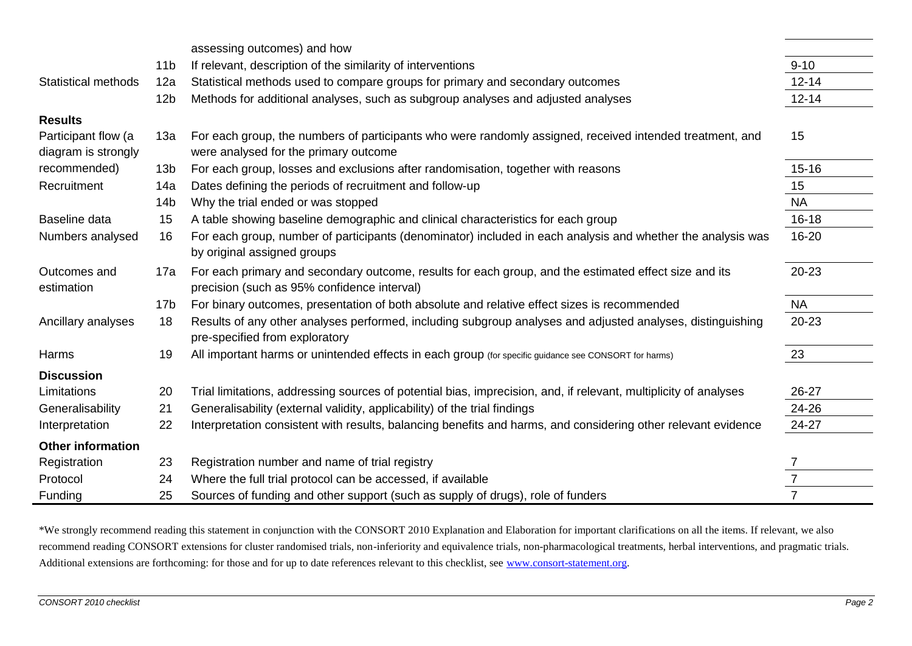| | | | |
|---|---|---|---|
| | | assessing outcomes) and how | |
| | 11b | If relevant, description of the similarity of interventions | 9-10 |
| Statistical methods | 12a | Statistical methods used to compare groups for primary and secondary outcomes | 12-14 |
| | 12b | Methods for additional analyses, such as subgroup analyses and adjusted analyses | 12-14 |
| **Results** | | | |
| Participant flow (a diagram is strongly recommended) | 13a | For each group, the numbers of participants who were randomly assigned, received intended treatment, and were analysed for the primary outcome | 15 |
| | 13b | For each group, losses and exclusions after randomisation, together with reasons | 15-16 |
| Recruitment | 14a | Dates defining the periods of recruitment and follow-up | 15 |
| | 14b | Why the trial ended or was stopped | NA |
| Baseline data | 15 | A table showing baseline demographic and clinical characteristics for each group | 16-18 |
| Numbers analysed | 16 | For each group, number of participants (denominator) included in each analysis and whether the analysis was by original assigned groups | 16-20 |
| Outcomes and estimation | 17a | For each primary and secondary outcome, results for each group, and the estimated effect size and its precision (such as 95% confidence interval) | 20-23 |
| | 17b | For binary outcomes, presentation of both absolute and relative effect sizes is recommended | NA |
| Ancillary analyses | 18 | Results of any other analyses performed, including subgroup analyses and adjusted analyses, distinguishing pre-specified from exploratory | 20-23 |
| Harms | 19 | All important harms or unintended effects in each group (for specific guidance see CONSORT for harms) | 23 |
| **Discussion** | | | |
| Limitations | 20 | Trial limitations, addressing sources of potential bias, imprecision, and, if relevant, multiplicity of analyses | 26-27 |
| Generalisability | 21 | Generalisability (external validity, applicability) of the trial findings | 24-26 |
| Interpretation | 22 | Interpretation consistent with results, balancing benefits and harms, and considering other relevant evidence | 24-27 |
| **Other information** | | | |
| Registration | 23 | Registration number and name of trial registry | 7 |
| Protocol | 24 | Where the full trial protocol can be accessed, if available | 7 |
| Funding | 25 | Sources of funding and other support (such as supply of drugs), role of funders | 7 |

*We strongly recommend reading this statement in conjunction with the CONSORT 2010 Explanation and Elaboration for important clarifications on all the items. If relevant, we also recommend reading CONSORT extensions for cluster randomised trials, non-inferiority and equivalence trials, non-pharmacological treatments, herbal interventions, and pragmatic trials. Additional extensions are forthcoming: for those and for up to date references relevant to this checklist, see [www.consort-statement.org](http://www.consort-statement.org).